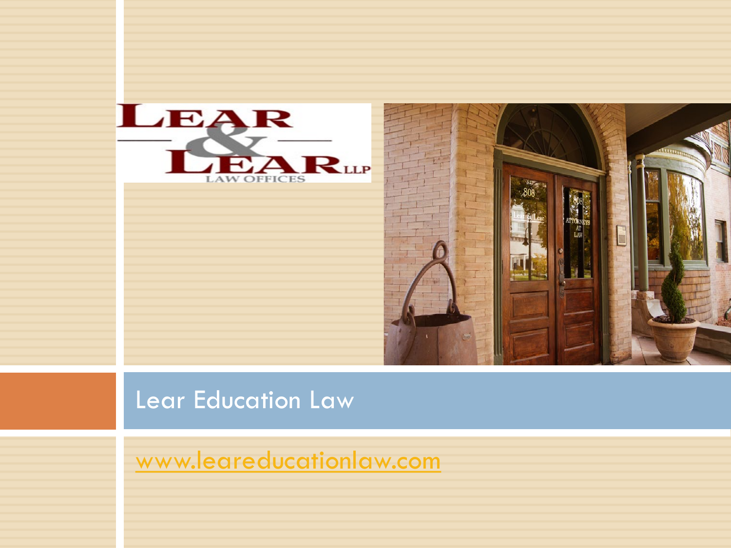# Lear Education Law

www.leareducationlaw.com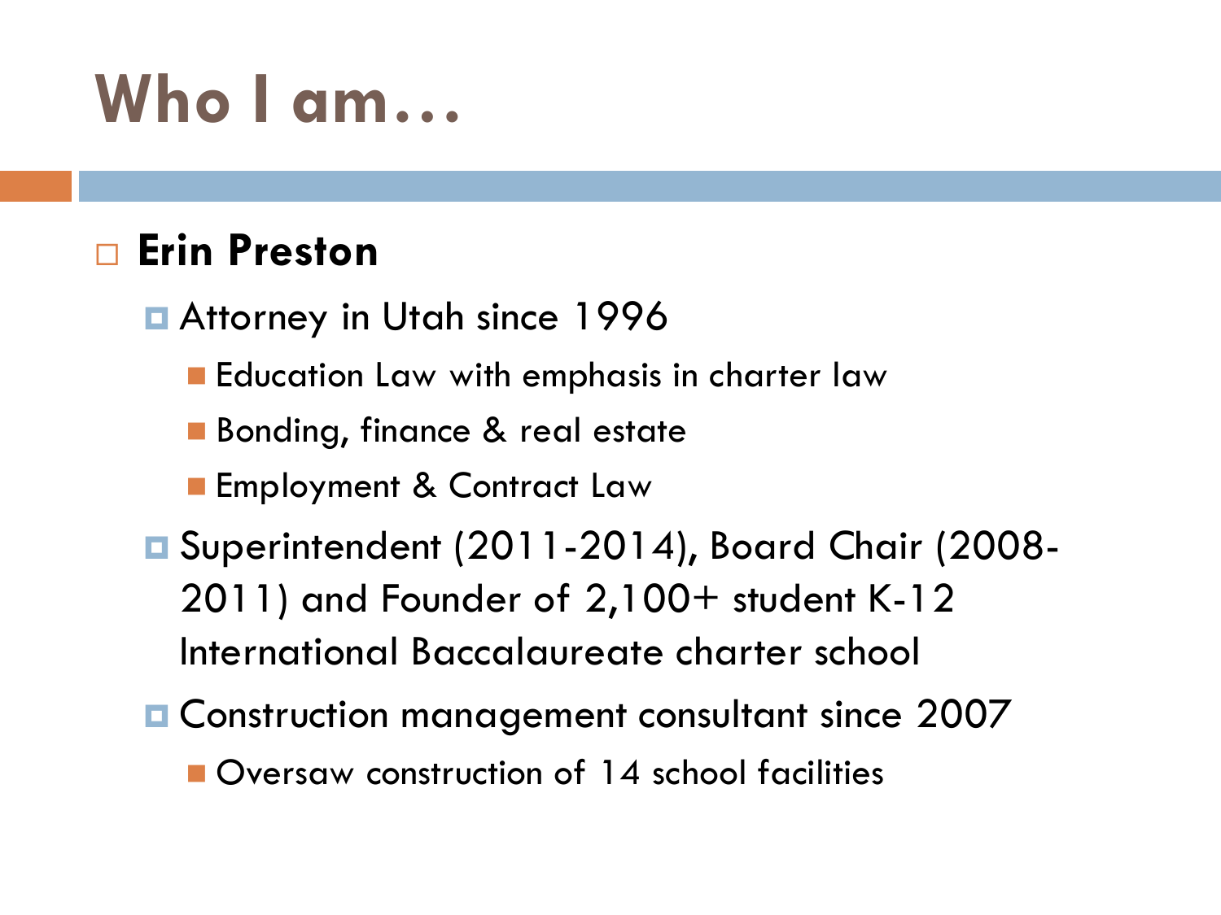# Who I am…

- **Erin Preston**
  - Attorney in Utah since 1996
    - Education Law with emphasis in charter law
    - Bonding, finance & real estate
    - Employment & Contract Law
  - Superintendent (2011-2014), Board Chair (2008-2011) and Founder of 2,100+ student K-12 International Baccalaureate charter school
  - Construction management consultant since 2007
    - Oversaw construction of 14 school facilities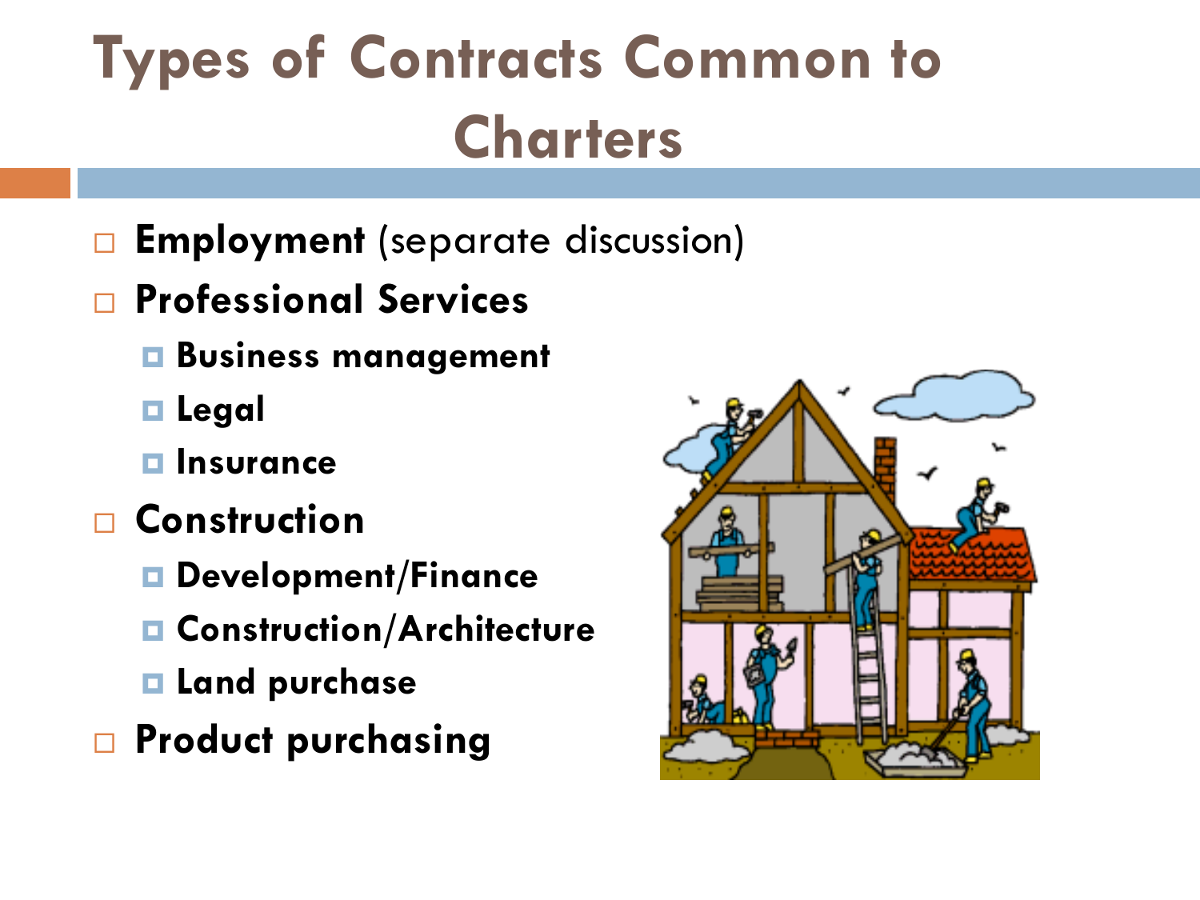# Types of Contracts Common to Charters

- **Employment** (separate discussion)
- **Professional Services**
  - **Business management**
  - **Legal**
  - **Insurance**
- **Construction**
  - **Development/Finance**
  - **Construction/Architecture**
  - **Land purchase**
- **Product purchasing**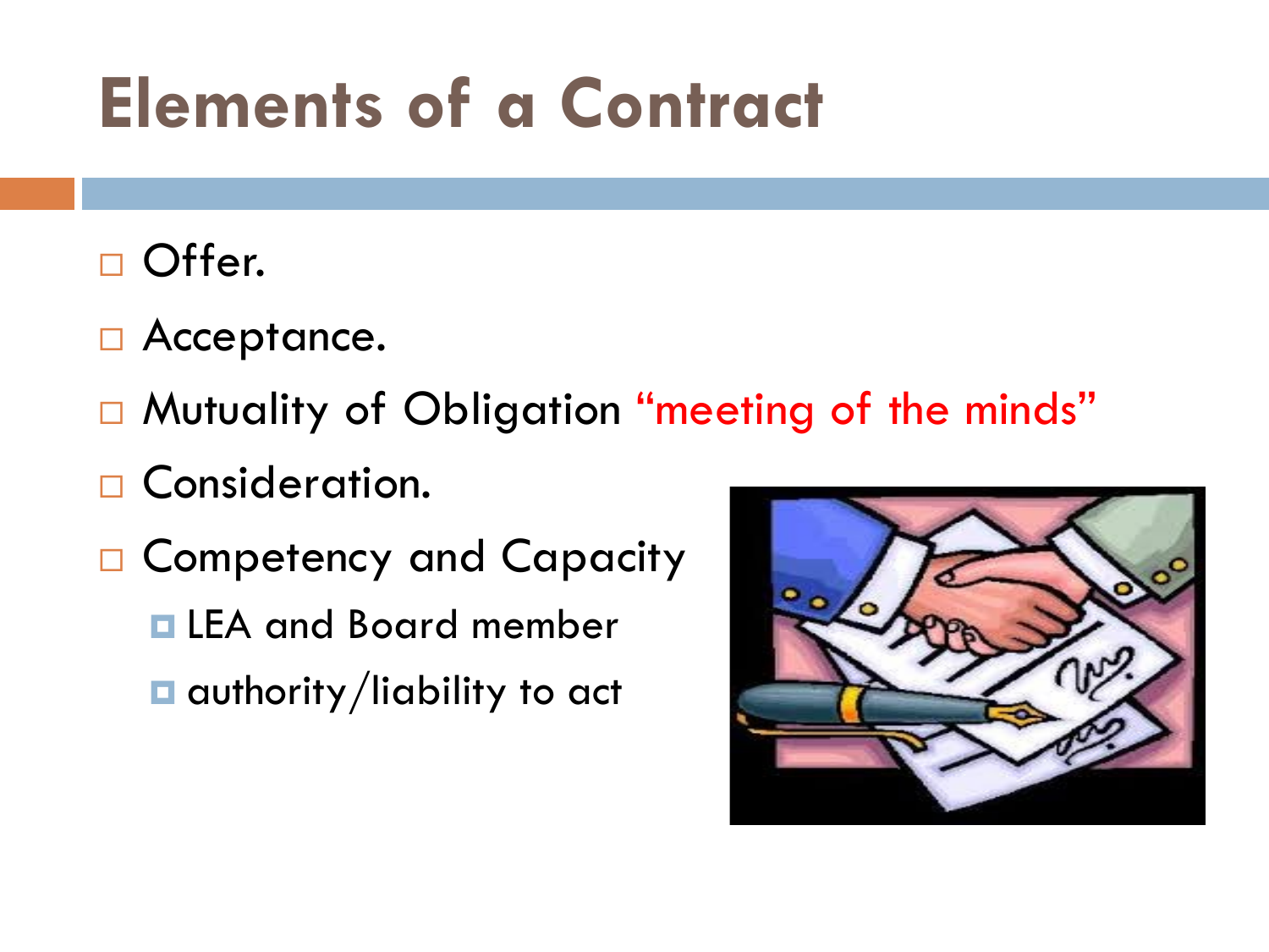# Elements of a Contract

- Offer.
- Acceptance.
- Mutuality of Obligation "meeting of the minds"
- Consideration.
- Competency and Capacity
  - LEA and Board member
  - authority/liability to act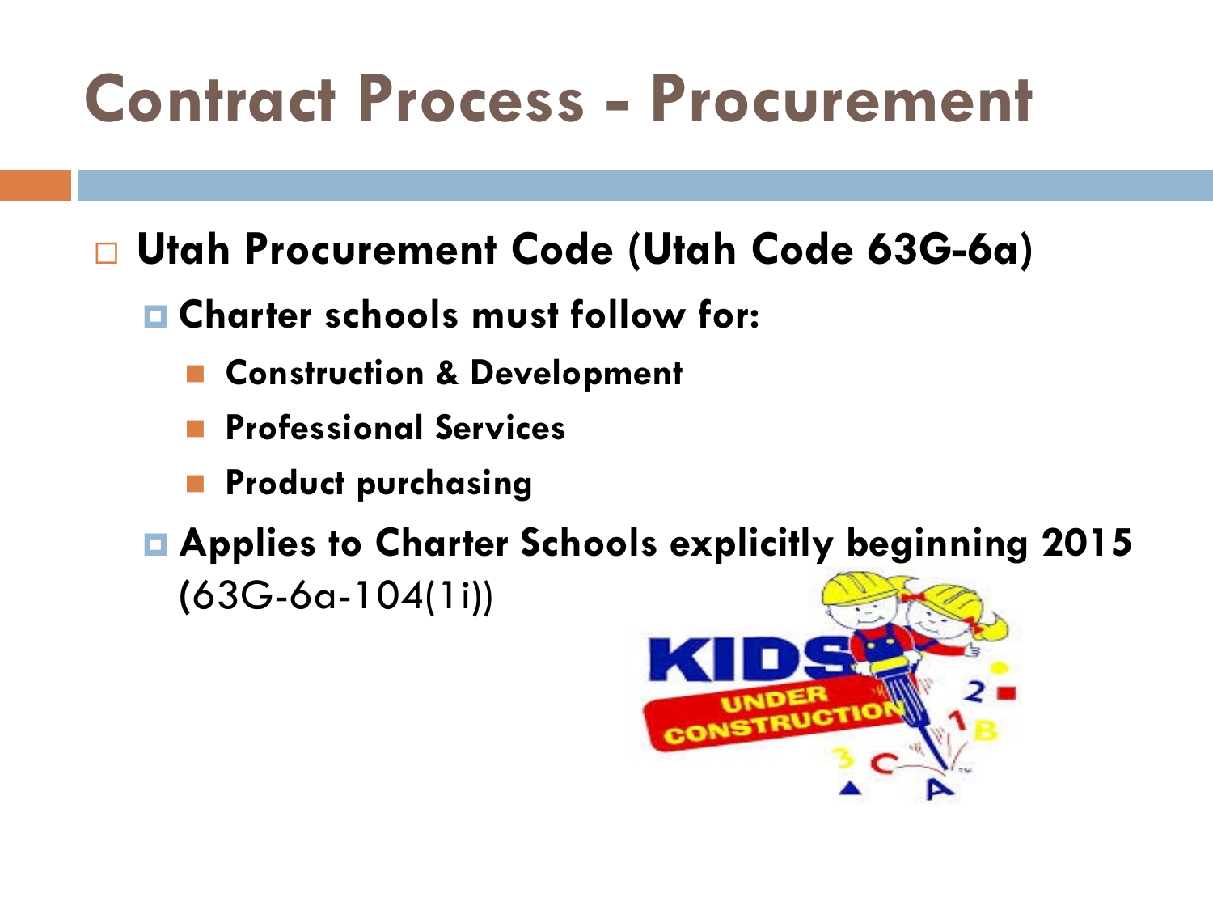# Contract Process - Procurement

- **Utah Procurement Code (Utah Code 63G-6a)**
  - **Charter schools must follow for:**
    - **Construction & Development**
    - **Professional Services**
    - **Product purchasing**
  - **Applies to Charter Schools explicitly beginning 2015** (63G-6a-104(1i))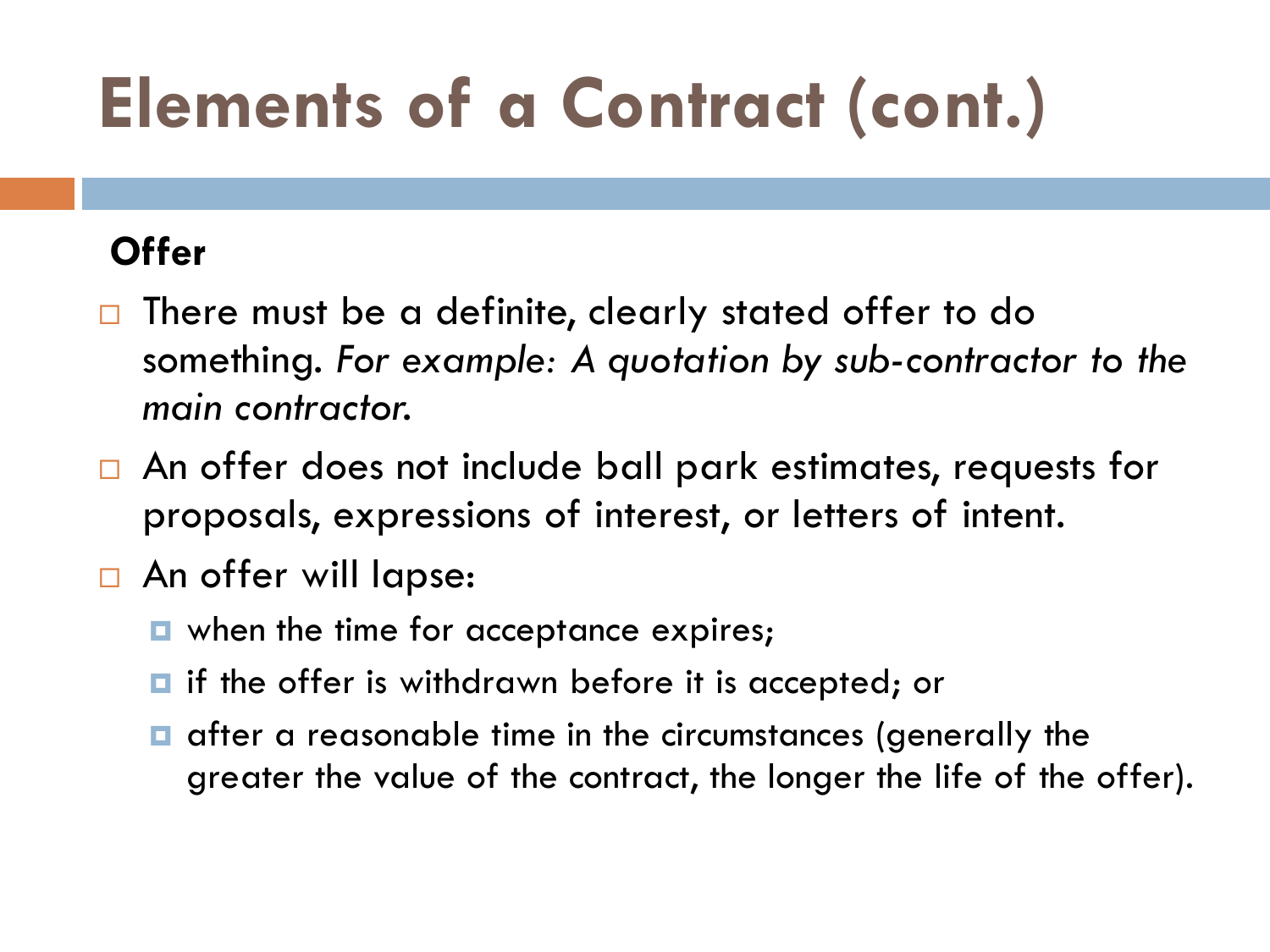# Elements of a Contract (cont.)

**Offer**

- There must be a definite, clearly stated offer to do something. *For example: A quotation by sub-contractor to the main contractor.*
- An offer does not include ball park estimates, requests for proposals, expressions of interest, or letters of intent.
- An offer will lapse:
  - when the time for acceptance expires;
  - if the offer is withdrawn before it is accepted; or
  - after a reasonable time in the circumstances (generally the greater the value of the contract, the longer the life of the offer).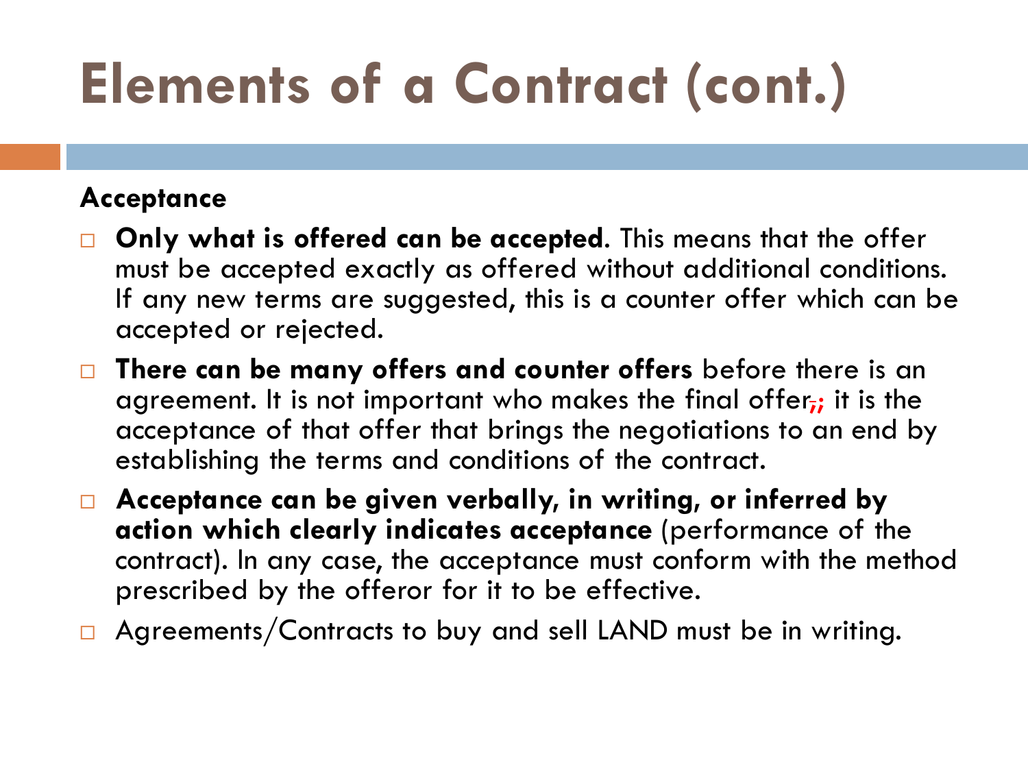# Elements of a Contract (cont.)

**Acceptance**

- **Only what is offered can be accepted**. This means that the offer must be accepted exactly as offered without additional conditions. If any new terms are suggested, this is a counter offer which can be accepted or rejected.
- **There can be many offers and counter offers** before there is an agreement. It is not important who makes the final offer; it is the acceptance of that offer that brings the negotiations to an end by establishing the terms and conditions of the contract.
- **Acceptance can be given verbally, in writing, or inferred by action which clearly indicates acceptance** (performance of the contract). In any case, the acceptance must conform with the method prescribed by the offeror for it to be effective.
- Agreements/Contracts to buy and sell LAND must be in writing.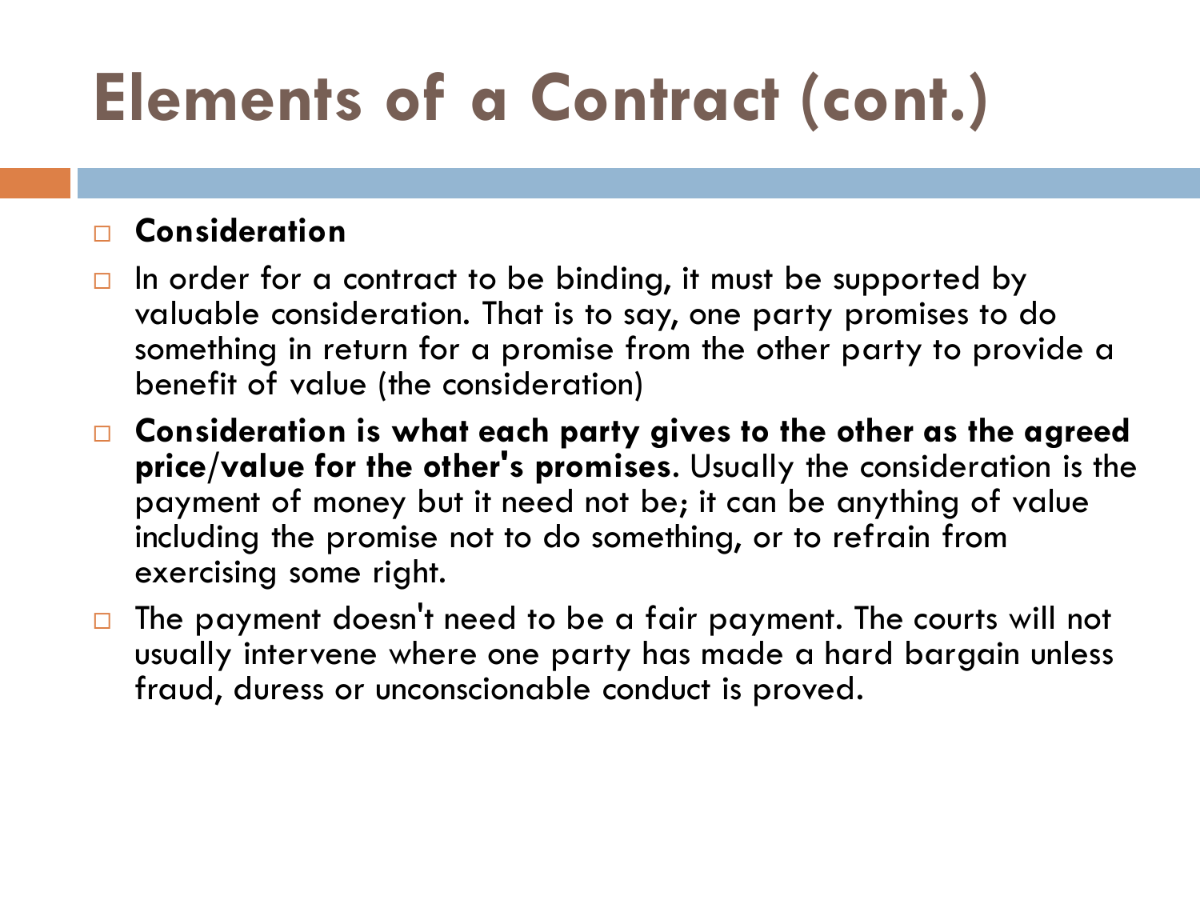# Elements of a Contract (cont.)

- **Consideration**
- In order for a contract to be binding, it must be supported by valuable consideration. That is to say, one party promises to do something in return for a promise from the other party to provide a benefit of value (the consideration)
- **Consideration is what each party gives to the other as the agreed price/value for the other's promises**. Usually the consideration is the payment of money but it need not be; it can be anything of value including the promise not to do something, or to refrain from exercising some right.
- The payment doesn't need to be a fair payment. The courts will not usually intervene where one party has made a hard bargain unless fraud, duress or unconscionable conduct is proved.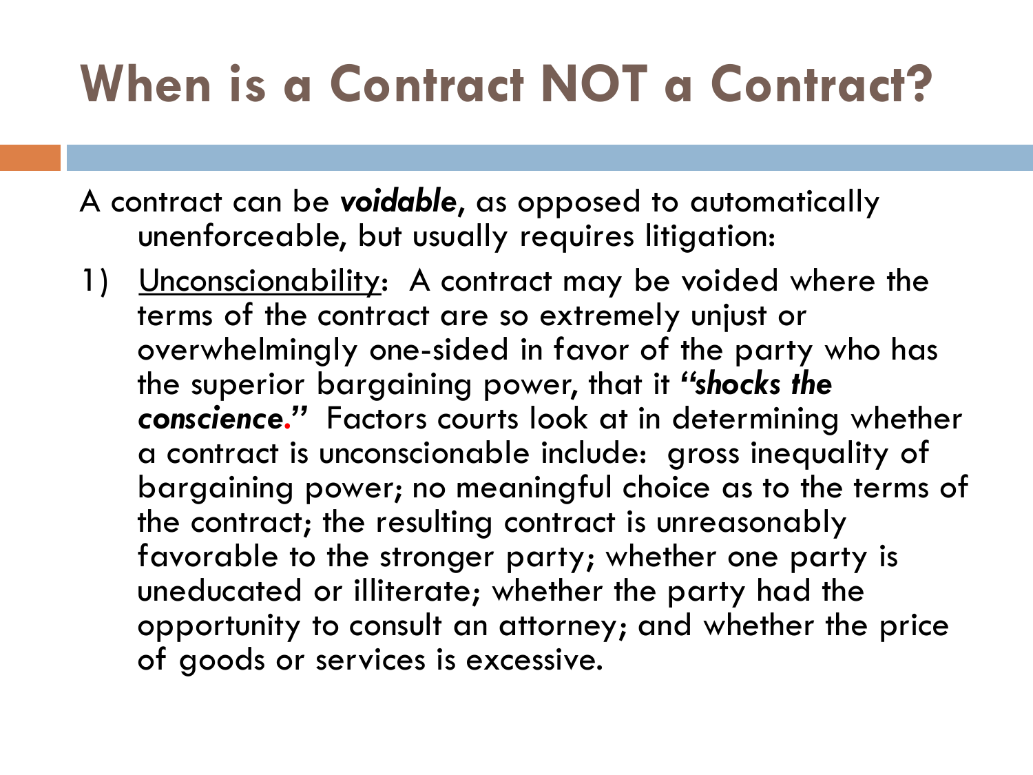# When is a Contract NOT a Contract?

A contract can be ***voidable***, as opposed to automatically unenforceable, but usually requires litigation:

1) Unconscionability: A contract may be voided where the terms of the contract are so extremely unjust or overwhelmingly one-sided in favor of the party who has the superior bargaining power, that it ***"shocks the conscience."*** Factors courts look at in determining whether a contract is unconscionable include: gross inequality of bargaining power; no meaningful choice as to the terms of the contract; the resulting contract is unreasonably favorable to the stronger party; whether one party is uneducated or illiterate; whether the party had the opportunity to consult an attorney; and whether the price of goods or services is excessive.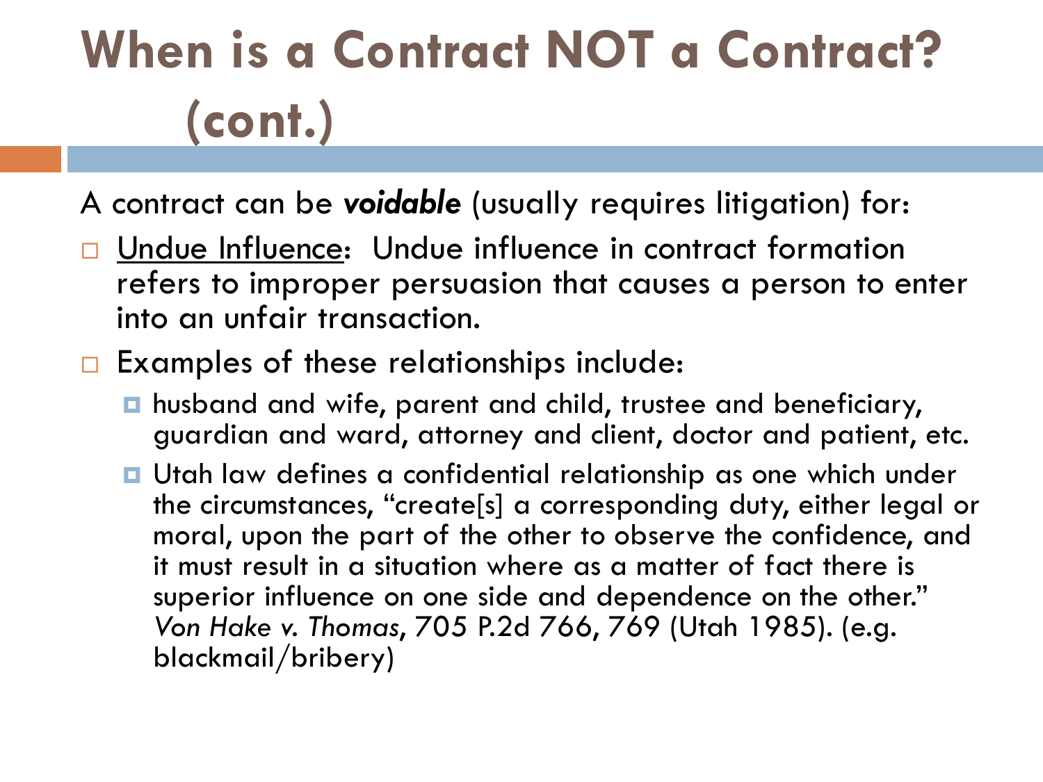# When is a Contract NOT a Contract? (cont.)

A contract can be ***voidable*** (usually requires litigation) for:

- <u>Undue Influence</u>: Undue influence in contract formation refers to improper persuasion that causes a person to enter into an unfair transaction.
- Examples of these relationships include:
  - husband and wife, parent and child, trustee and beneficiary, guardian and ward, attorney and client, doctor and patient, etc.
  - Utah law defines a confidential relationship as one which under the circumstances, "create[s] a corresponding duty, either legal or moral, upon the part of the other to observe the confidence, and it must result in a situation where as a matter of fact there is superior influence on one side and dependence on the other." *Von Hake v. Thomas*, 705 P.2d 766, 769 (Utah 1985). (e.g. blackmail/bribery)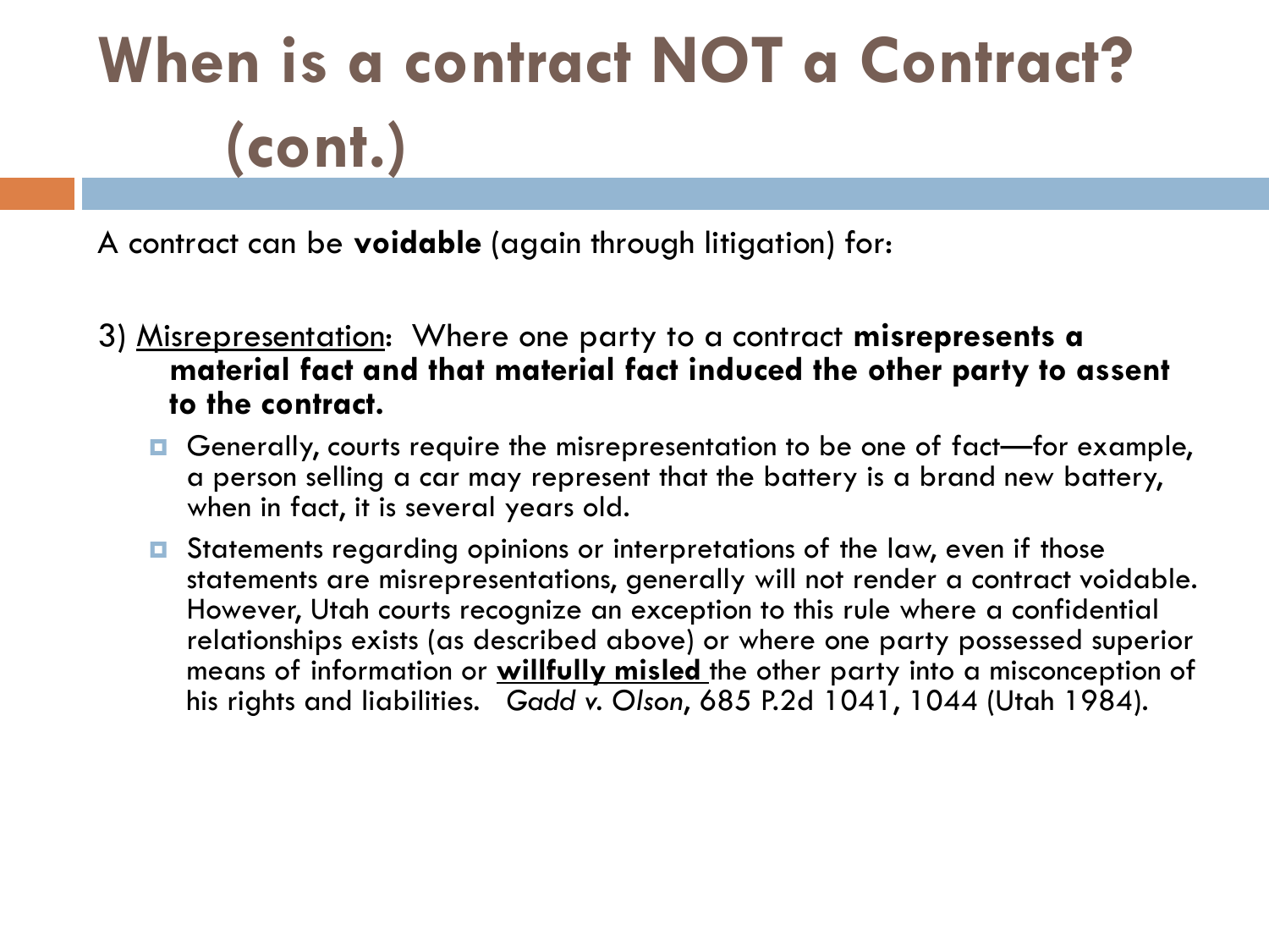# When is a contract NOT a Contract? (cont.)

A contract can be **voidable** (again through litigation) for:

3) <u>Misrepresentation</u>: Where one party to a contract **misrepresents a material fact and that material fact induced the other party to assent to the contract.**

- Generally, courts require the misrepresentation to be one of fact—for example, a person selling a car may represent that the battery is a brand new battery, when in fact, it is several years old.
- Statements regarding opinions or interpretations of the law, even if those statements are misrepresentations, generally will not render a contract voidable. However, Utah courts recognize an exception to this rule where a confidential relationships exists (as described above) or where one party possessed superior means of information or **<u>willfully misled</u>** the other party into a misconception of his rights and liabilities. *Gadd v. Olson*, 685 P.2d 1041, 1044 (Utah 1984).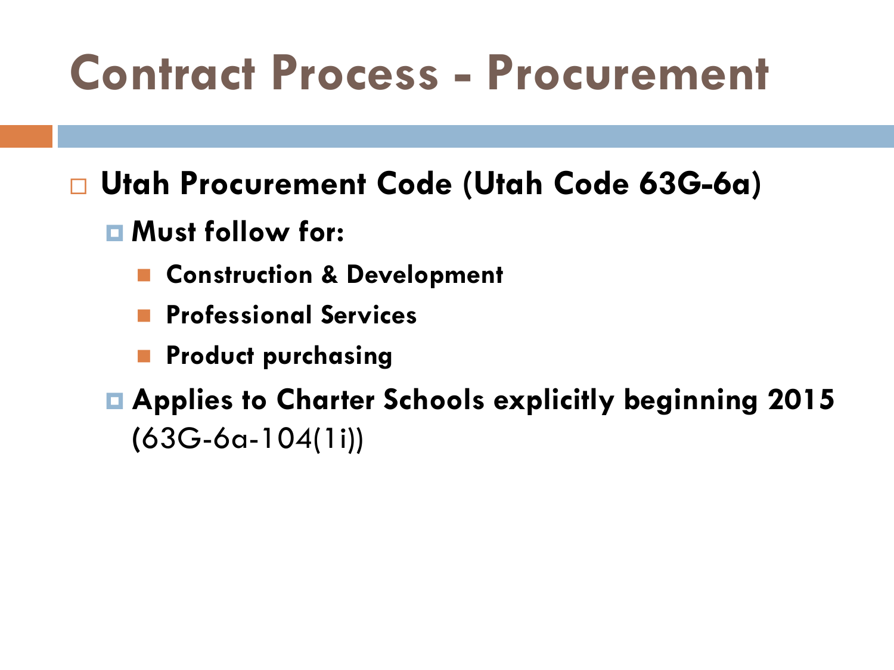# Contract Process - Procurement

- **Utah Procurement Code (Utah Code 63G-6a)**
  - **Must follow for:**
    - **Construction & Development**
    - **Professional Services**
    - **Product purchasing**
  - **Applies to Charter Schools explicitly beginning 2015** (63G-6a-104(1i))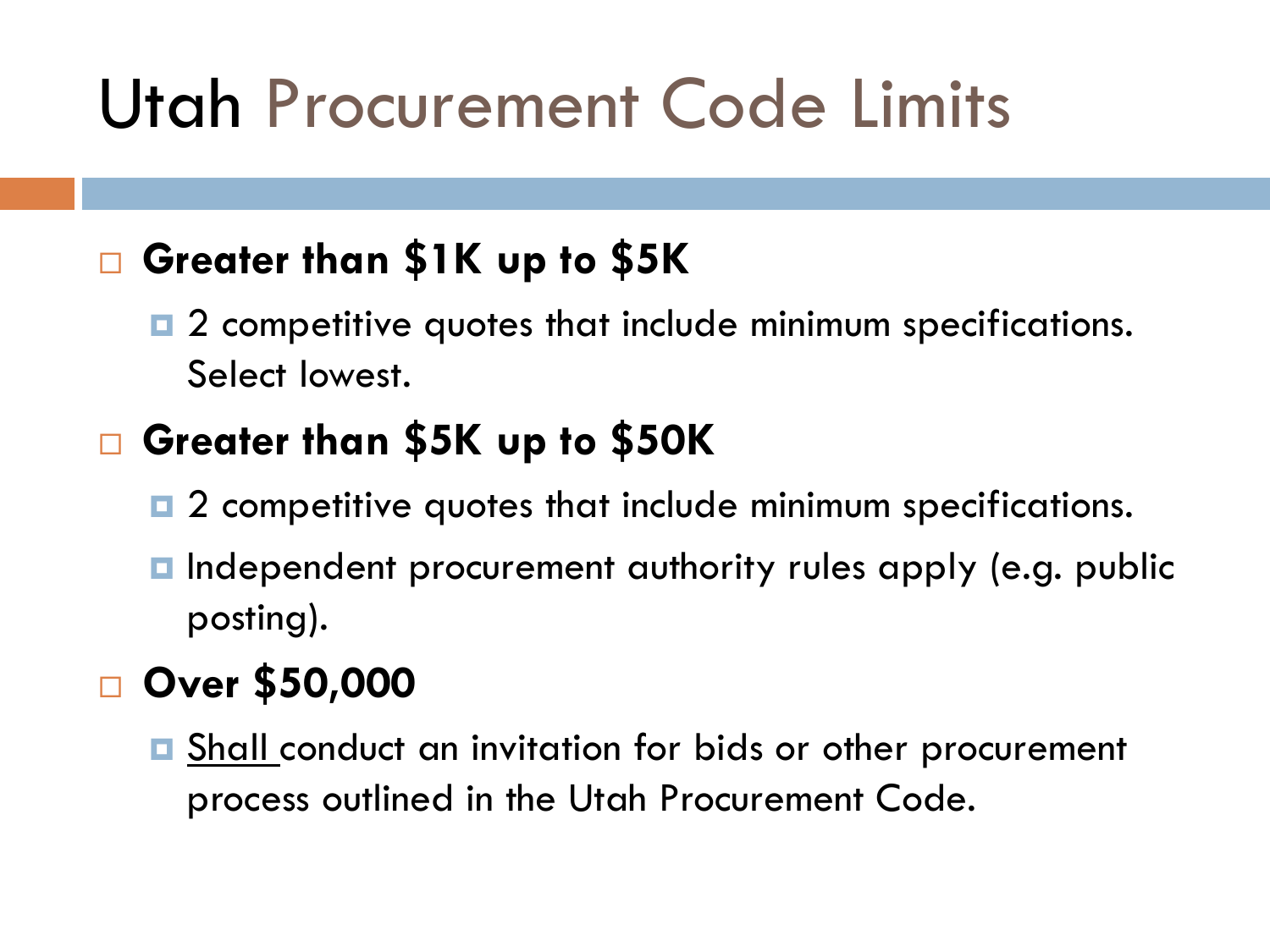# Utah Procurement Code Limits

- **Greater than $1K up to $5K**
  - 2 competitive quotes that include minimum specifications. Select lowest.
- **Greater than $5K up to $50K**
  - 2 competitive quotes that include minimum specifications.
  - Independent procurement authority rules apply (e.g. public posting).
- **Over $50,000**
  - <u>Shall</u> conduct an invitation for bids or other procurement process outlined in the Utah Procurement Code.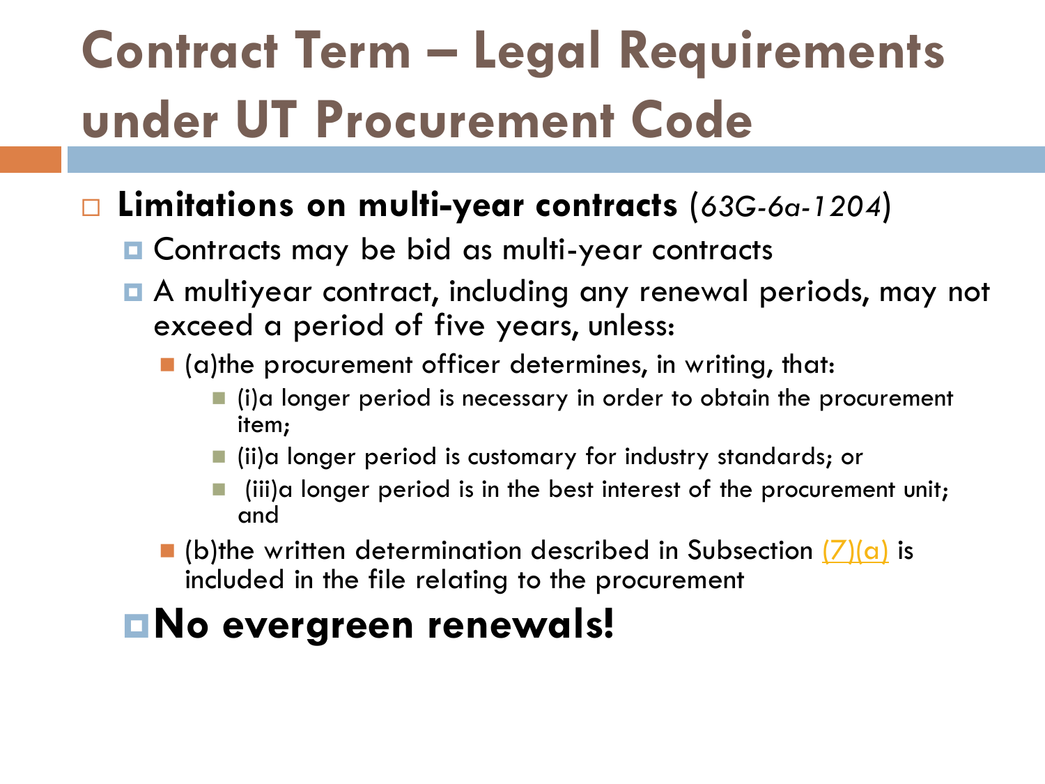# Contract Term – Legal Requirements under UT Procurement Code

- **Limitations on multi-year contracts** (*63G-6a-1204*)
  - Contracts may be bid as multi-year contracts
  - A multiyear contract, including any renewal periods, may not exceed a period of five years, unless:
    - (a)the procurement officer determines, in writing, that:
      - (i)a longer period is necessary in order to obtain the procurement item;
      - (ii)a longer period is customary for industry standards; or
      - (iii)a longer period is in the best interest of the procurement unit; and
    - (b)the written determination described in Subsection (7)(a) is included in the file relating to the procurement
  - **No evergreen renewals!**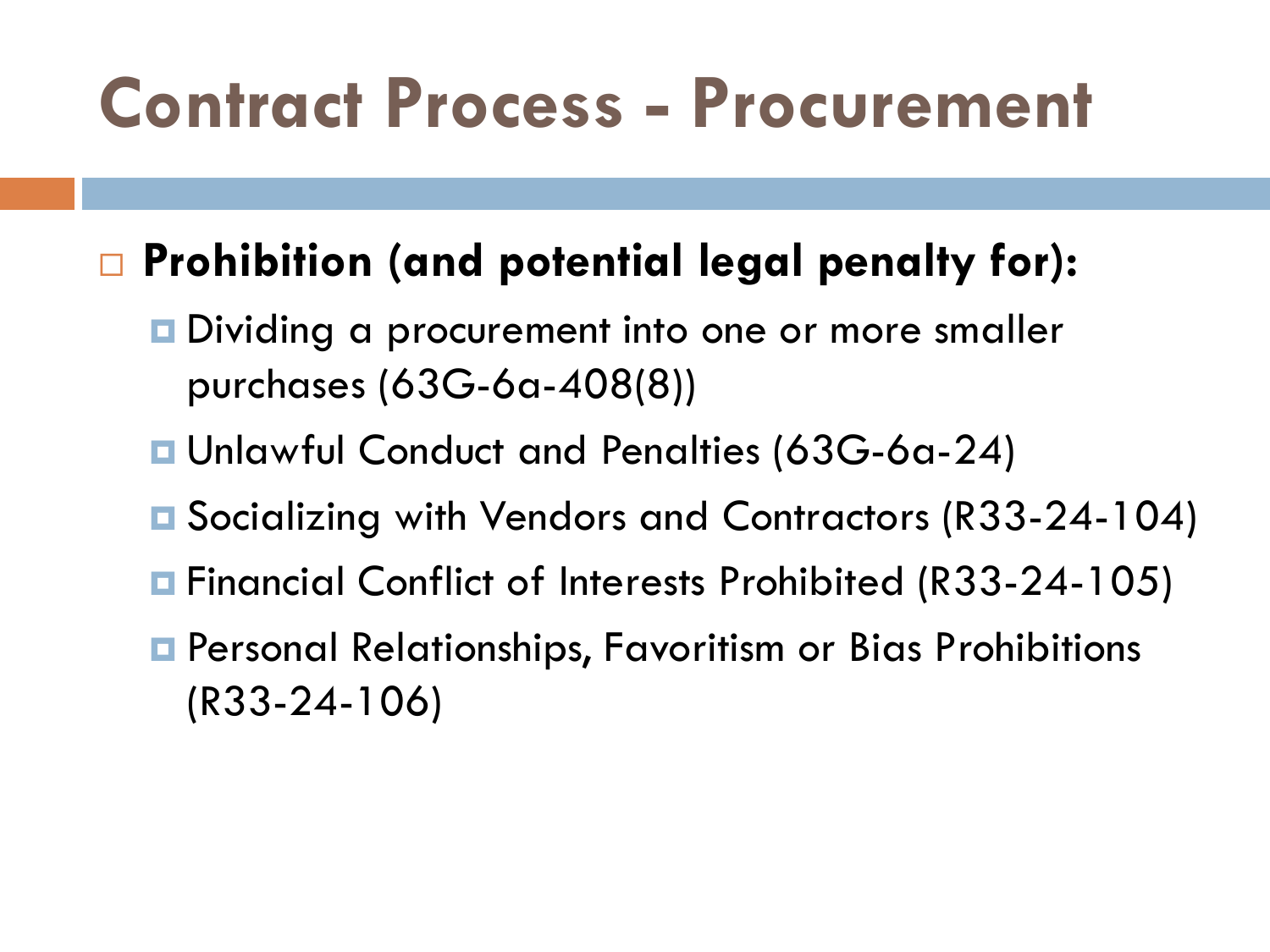# Contract Process - Procurement

- **Prohibition (and potential legal penalty for):**
  - Dividing a procurement into one or more smaller purchases (63G-6a-408(8))
  - Unlawful Conduct and Penalties (63G-6a-24)
  - Socializing with Vendors and Contractors (R33-24-104)
  - Financial Conflict of Interests Prohibited (R33-24-105)
  - Personal Relationships, Favoritism or Bias Prohibitions (R33-24-106)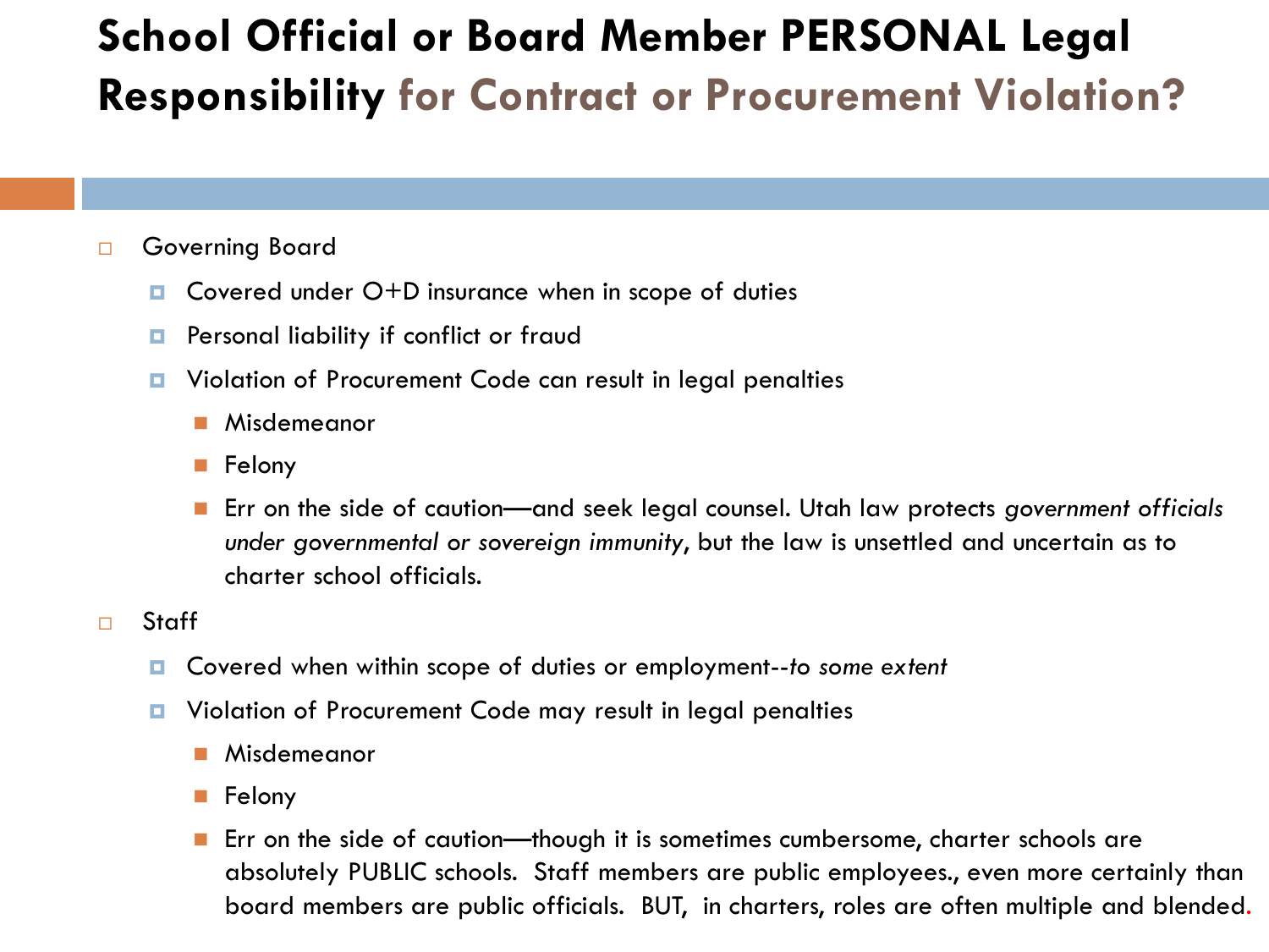# School Official or Board Member PERSONAL Legal Responsibility for Contract or Procurement Violation?

- Governing Board
  - Covered under O+D insurance when in scope of duties
  - Personal liability if conflict or fraud
  - Violation of Procurement Code can result in legal penalties
    - Misdemeanor
    - Felony
    - Err on the side of caution—and seek legal counsel. Utah law protects *government officials under governmental or sovereign immunity*, but the law is unsettled and uncertain as to charter school officials.
- Staff
  - Covered when within scope of duties or employment--*to some extent*
  - Violation of Procurement Code may result in legal penalties
    - Misdemeanor
    - Felony
    - Err on the side of caution—though it is sometimes cumbersome, charter schools are absolutely PUBLIC schools. Staff members are public employees., even more certainly than board members are public officials. BUT, in charters, roles are often multiple and blended.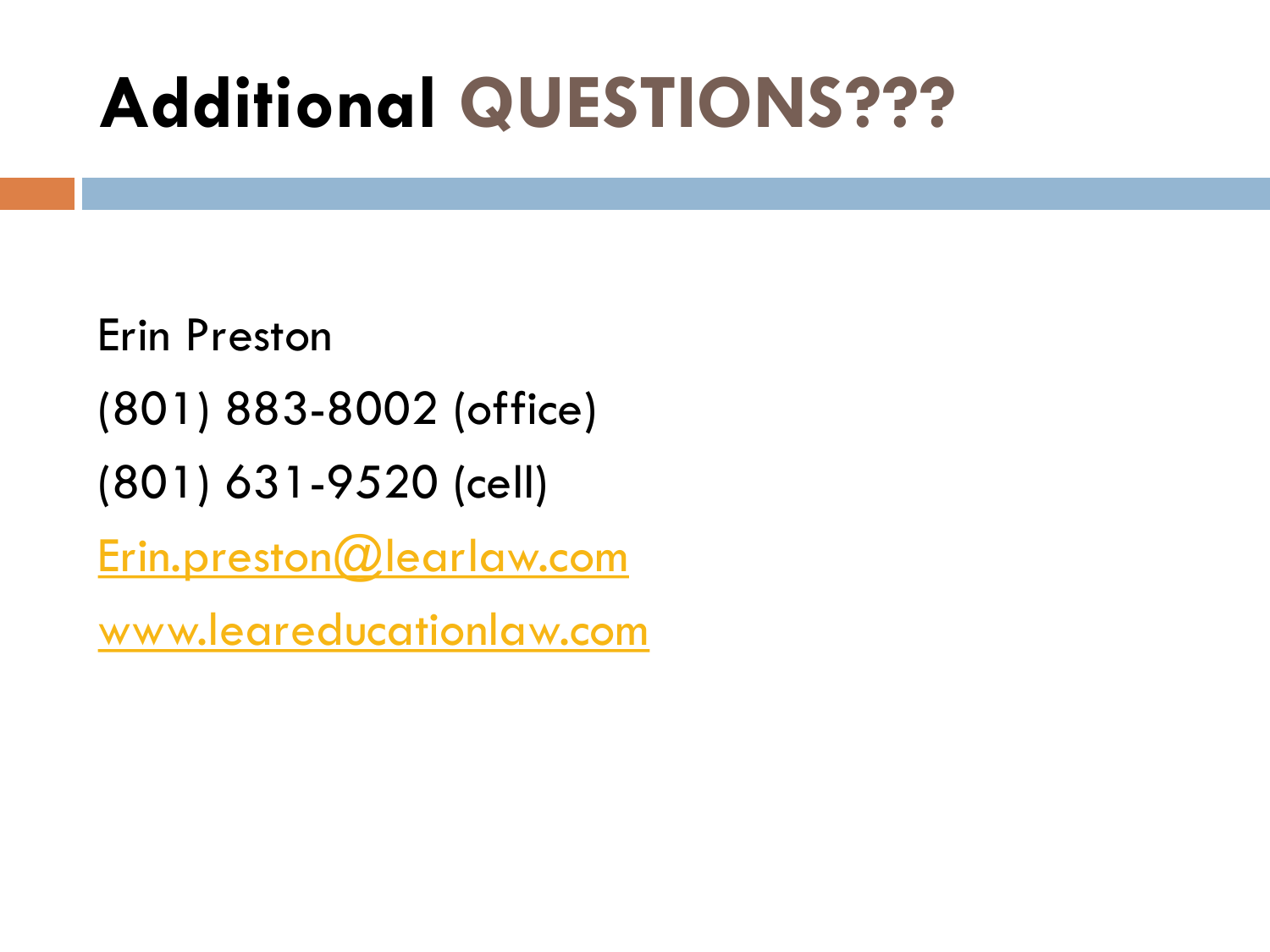# Additional QUESTIONS???

Erin Preston

(801) 883-8002 (office)

(801) 631-9520 (cell)

Erin.preston@learlaw.com

www.leareducationlaw.com